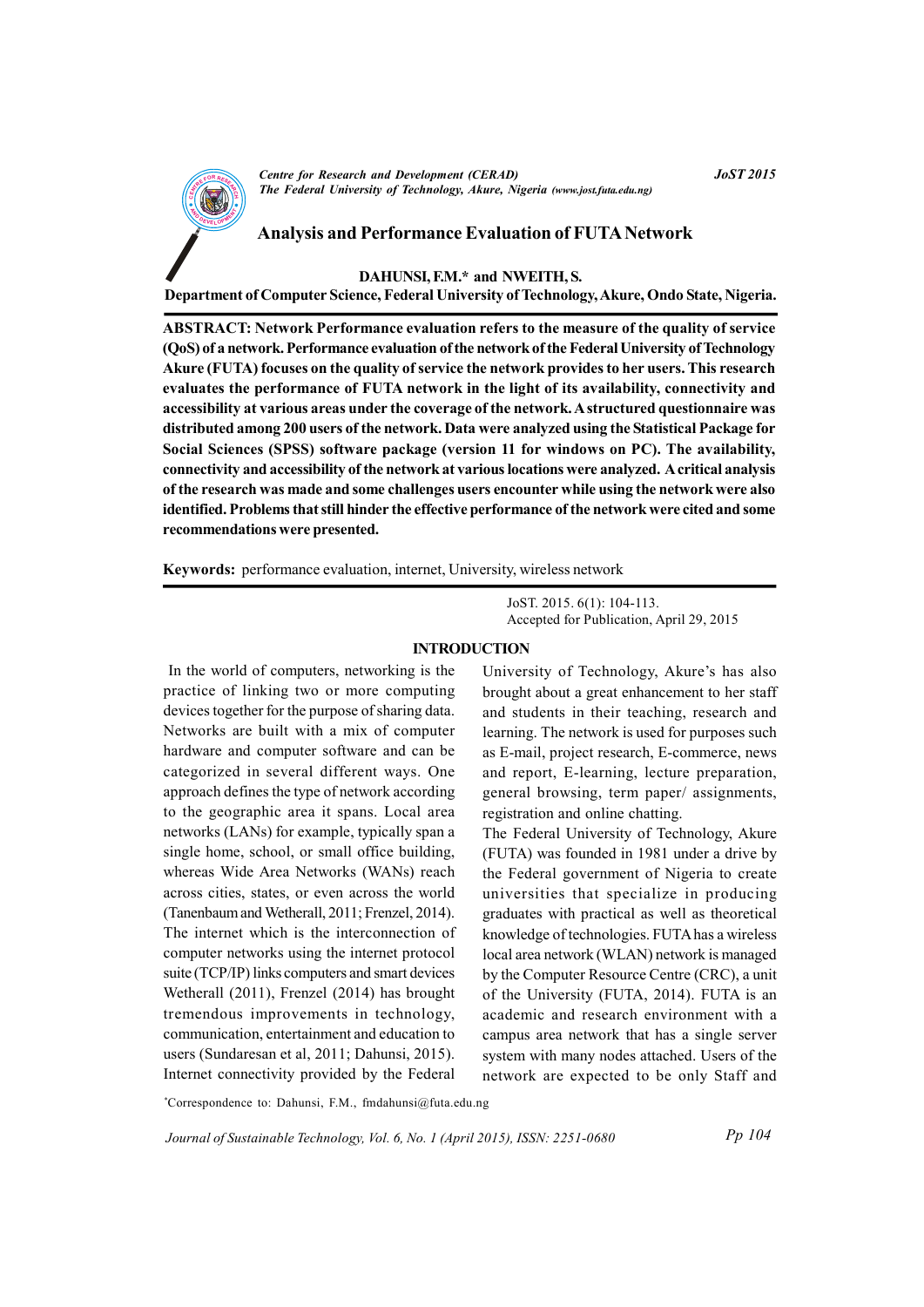# Analysis and Performance Evaluation of FUTA Network

**DAHUNSI, F.M.\* and NWEITH, S.**

**Department of Computer Science, Federal University of Technology, Akure, Ondo State, Nigeria.**

**ABSTRACT: Network Performance evaluation refers to the measure of the quality of service (QoS) of a network. Performance evaluation of the network of the Federal University of Technology Akure (FUTA) focuses on the quality of service the network provides to her users. This research evaluates the performance of FUTA network in the light of its availability, connectivity and accessibility at various areas under the coverage of the network. A structured questionnaire was distributed among 200 users of the network. Data were analyzed using the Statistical Package for Social Sciences (SPSS) software package (version 11 for windows on PC). The availability, connectivity and accessibility of the network at various locations were analyzed. A critical analysis of the research was made and some challenges users encounter while using the network were also identified. Problems that still hinder the effective performance of the network were cited and some recommendations were presented.**

**Keywords:** performance evaluation, internet, University, wireless network

JoST. 2015. 6(1): 104-113.
Accepted for Publication, April 29, 2015

## INTRODUCTION

In the world of computers, networking is the practice of linking two or more computing devices together for the purpose of sharing data. Networks are built with a mix of computer hardware and computer software and can be categorized in several different ways. One approach defines the type of network according to the geographic area it spans. Local area networks (LANs) for example, typically span a single home, school, or small office building, whereas Wide Area Networks (WANs) reach across cities, states, or even across the world (Tanenbaum and Wetherall, 2011; Frenzel, 2014). The internet which is the interconnection of computer networks using the internet protocol suite (TCP/IP) links computers and smart devices Wetherall (2011), Frenzel (2014) has brought tremendous improvements in technology, communication, entertainment and education to users (Sundaresan et al, 2011; Dahunsi, 2015). Internet connectivity provided by the Federal University of Technology, Akure's has also brought about a great enhancement to her staff and students in their teaching, research and learning. The network is used for purposes such as E-mail, project research, E-commerce, news and report, E-learning, lecture preparation, general browsing, term paper/ assignments, registration and online chatting.

The Federal University of Technology, Akure (FUTA) was founded in 1981 under a drive by the Federal government of Nigeria to create universities that specialize in producing graduates with practical as well as theoretical knowledge of technologies. FUTA has a wireless local area network (WLAN) network is managed by the Computer Resource Centre (CRC), a unit of the University (FUTA, 2014). FUTA is an academic and research environment with a campus area network that has a single server system with many nodes attached. Users of the network are expected to be only Staff and

\*Correspondence to: Dahunsi, F.M., fmdahunsi@futa.edu.ng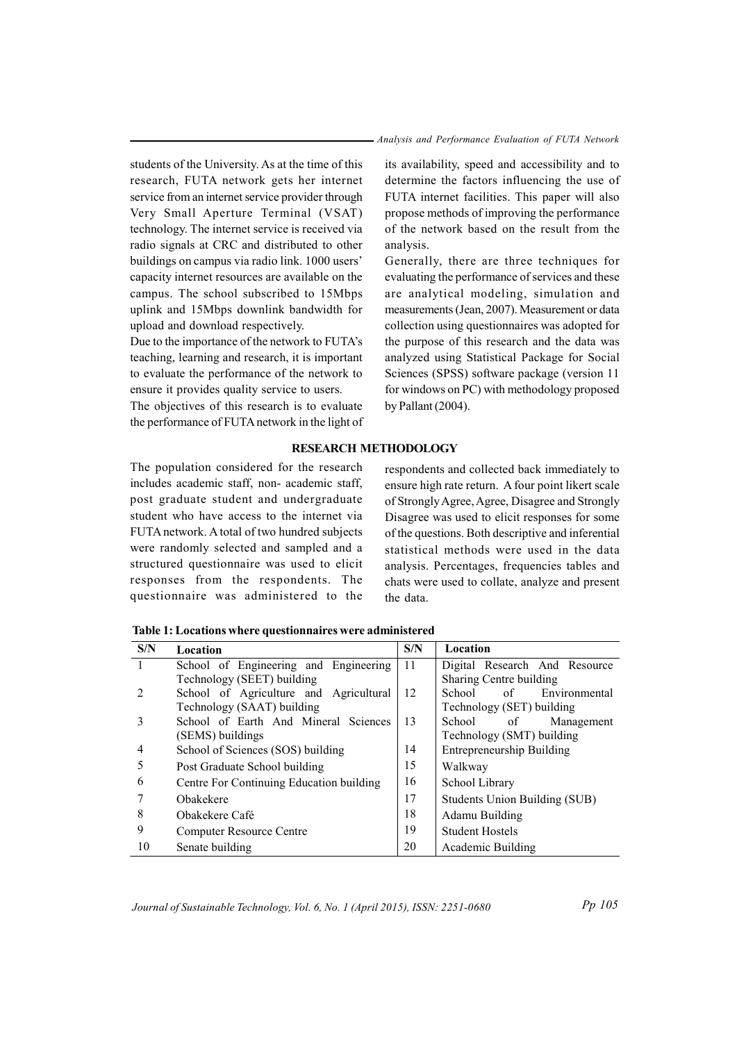students of the University. As at the time of this research, FUTA network gets her internet service from an internet service provider through Very Small Aperture Terminal (VSAT) technology. The internet service is received via radio signals at CRC and distributed to other buildings on campus via radio link. 1000 users' capacity internet resources are available on the campus. The school subscribed to 15Mbps uplink and 15Mbps downlink bandwidth for upload and download respectively.

Due to the importance of the network to FUTA's teaching, learning and research, it is important to evaluate the performance of the network to ensure it provides quality service to users.

The objectives of this research is to evaluate the performance of FUTA network in the light of its availability, speed and accessibility and to determine the factors influencing the use of FUTA internet facilities. This paper will also propose methods of improving the performance of the network based on the result from the analysis.

Generally, there are three techniques for evaluating the performance of services and these are analytical modeling, simulation and measurements (Jean, 2007). Measurement or data collection using questionnaires was adopted for the purpose of this research and the data was analyzed using Statistical Package for Social Sciences (SPSS) software package (version 11 for windows on PC) with methodology proposed by Pallant (2004).

## RESEARCH METHODOLOGY

The population considered for the research includes academic staff, non- academic staff, post graduate student and undergraduate student who have access to the internet via FUTA network. A total of two hundred subjects were randomly selected and sampled and a structured questionnaire was used to elicit responses from the respondents. The questionnaire was administered to the respondents and collected back immediately to ensure high rate return. A four point likert scale of Strongly Agree, Agree, Disagree and Strongly Disagree was used to elicit responses for some of the questions. Both descriptive and inferential statistical methods were used in the data analysis. Percentages, frequencies tables and chats were used to collate, analyze and present the data.

**Table 1: Locations where questionnaires were administered**

| S/N | Location | S/N | Location |
|---|---|---|---|
| 1 | School of Engineering and Engineering Technology (SEET) building | 11 | Digital Research And Resource Sharing Centre building |
| 2 | School of Agriculture and Agricultural Technology (SAAT) building | 12 | School of Environmental Technology (SET) building |
| 3 | School of Earth And Mineral Sciences (SEMS) buildings | 13 | School of Management Technology (SMT) building |
| 4 | School of Sciences (SOS) building | 14 | Entrepreneurship Building |
| 5 | Post Graduate School building | 15 | Walkway |
| 6 | Centre For Continuing Education building | 16 | School Library |
| 7 | Obakekere | 17 | Students Union Building (SUB) |
| 8 | Obakekere Café | 18 | Adamu Building |
| 9 | Computer Resource Centre | 19 | Student Hostels |
| 10 | Senate building | 20 | Academic Building |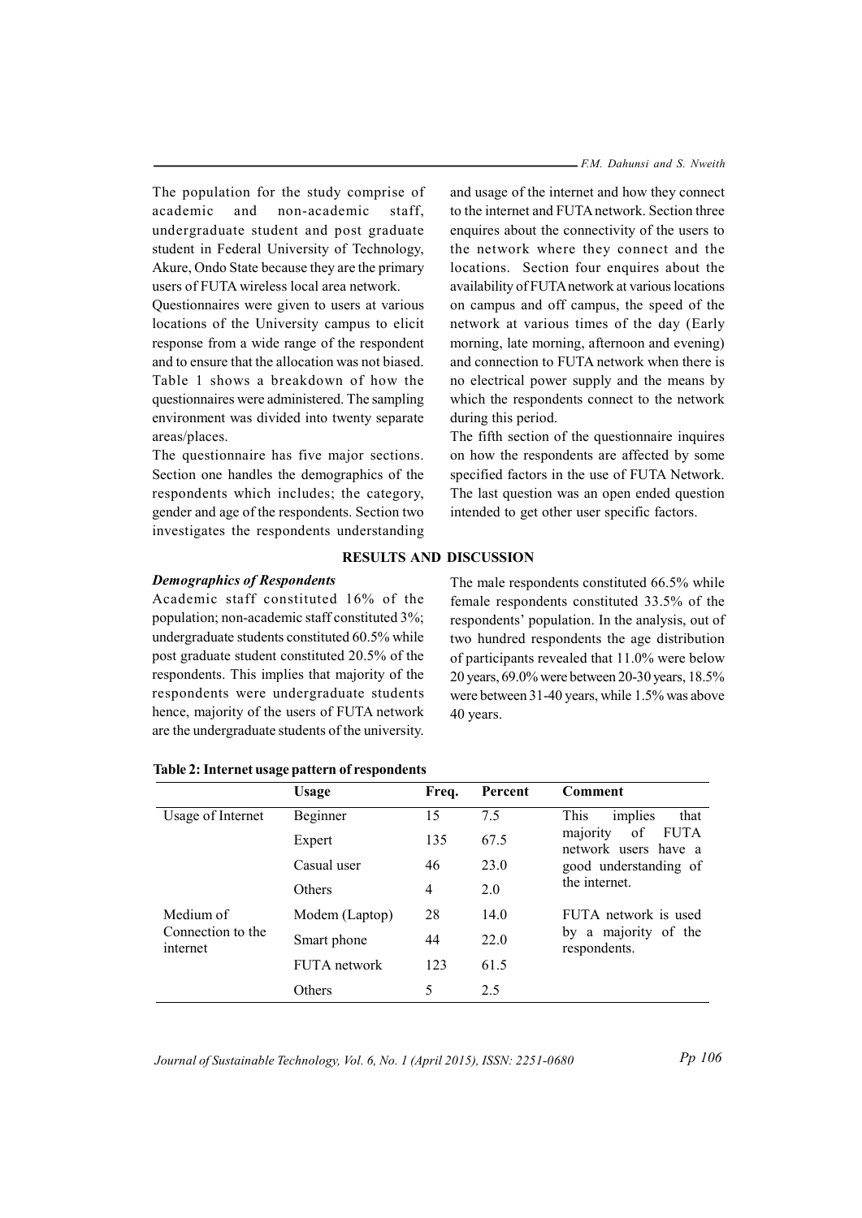The population for the study comprise of academic and non-academic staff, undergraduate student and post graduate student in Federal University of Technology, Akure, Ondo State because they are the primary users of FUTA wireless local area network.

Questionnaires were given to users at various locations of the University campus to elicit response from a wide range of the respondent and to ensure that the allocation was not biased. Table 1 shows a breakdown of how the questionnaires were administered. The sampling environment was divided into twenty separate areas/places.

The questionnaire has five major sections. Section one handles the demographics of the respondents which includes; the category, gender and age of the respondents. Section two investigates the respondents understanding and usage of the internet and how they connect to the internet and FUTA network. Section three enquires about the connectivity of the users to the network where they connect and the locations. Section four enquires about the availability of FUTA network at various locations on campus and off campus, the speed of the network at various times of the day (Early morning, late morning, afternoon and evening) and connection to FUTA network when there is no electrical power supply and the means by which the respondents connect to the network during this period.

The fifth section of the questionnaire inquires on how the respondents are affected by some specified factors in the use of FUTA Network. The last question was an open ended question intended to get other user specific factors.

## RESULTS AND DISCUSSION

### *Demographics of Respondents*

Academic staff constituted 16% of the population; non-academic staff constituted 3%; undergraduate students constituted 60.5% while post graduate student constituted 20.5% of the respondents. This implies that majority of the respondents were undergraduate students hence, majority of the users of FUTA network are the undergraduate students of the university.

The male respondents constituted 66.5% while female respondents constituted 33.5% of the respondents' population. In the analysis, out of two hundred respondents the age distribution of participants revealed that 11.0% were below 20 years, 69.0% were between 20-30 years, 18.5% were between 31-40 years, while 1.5% was above 40 years.

**Table 2: Internet usage pattern of respondents**

| | Usage | Freq. | Percent | Comment |
|---|---|---|---|---|
| Usage of Internet | Beginner | 15 | 7.5 | This implies that majority of FUTA network users have a good understanding of the internet. |
| | Expert | 135 | 67.5 | |
| | Casual user | 46 | 23.0 | |
| | Others | 4 | 2.0 | |
| Medium of Connection to the internet | Modem (Laptop) | 28 | 14.0 | FUTA network is used by a majority of the respondents. |
| | Smart phone | 44 | 22.0 | |
| | FUTA network | 123 | 61.5 | |
| | Others | 5 | 2.5 | |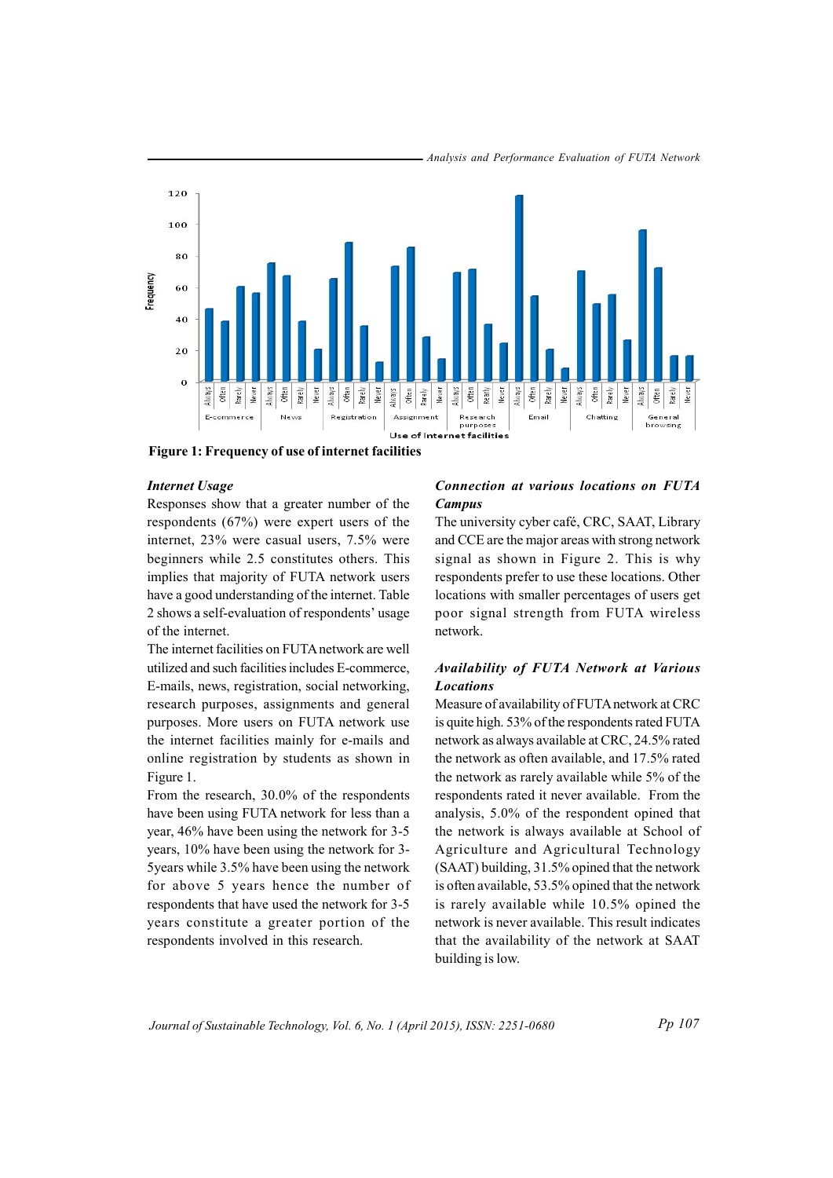**Figure 1: Frequency of use of internet facilities**

### *Internet Usage*

Responses show that a greater number of the respondents (67%) were expert users of the internet, 23% were casual users, 7.5% were beginners while 2.5 constitutes others. This implies that majority of FUTA network users have a good understanding of the internet. Table 2 shows a self-evaluation of respondents' usage of the internet.

The internet facilities on FUTA network are well utilized and such facilities includes E-commerce, E-mails, news, registration, social networking, research purposes, assignments and general purposes. More users on FUTA network use the internet facilities mainly for e-mails and online registration by students as shown in Figure 1.

From the research, 30.0% of the respondents have been using FUTA network for less than a year, 46% have been using the network for 3-5 years, 10% have been using the network for 3-5years while 3.5% have been using the network for above 5 years hence the number of respondents that have used the network for 3-5 years constitute a greater portion of the respondents involved in this research.

### *Connection at various locations on FUTA Campus*

The university cyber café, CRC, SAAT, Library and CCE are the major areas with strong network signal as shown in Figure 2. This is why respondents prefer to use these locations. Other locations with smaller percentages of users get poor signal strength from FUTA wireless network.

### *Availability of FUTA Network at Various Locations*

Measure of availability of FUTA network at CRC is quite high. 53% of the respondents rated FUTA network as always available at CRC, 24.5% rated the network as often available, and 17.5% rated the network as rarely available while 5% of the respondents rated it never available. From the analysis, 5.0% of the respondent opined that the network is always available at School of Agriculture and Agricultural Technology (SAAT) building, 31.5% opined that the network is often available, 53.5% opined that the network is rarely available while 10.5% opined the network is never available. This result indicates that the availability of the network at SAAT building is low.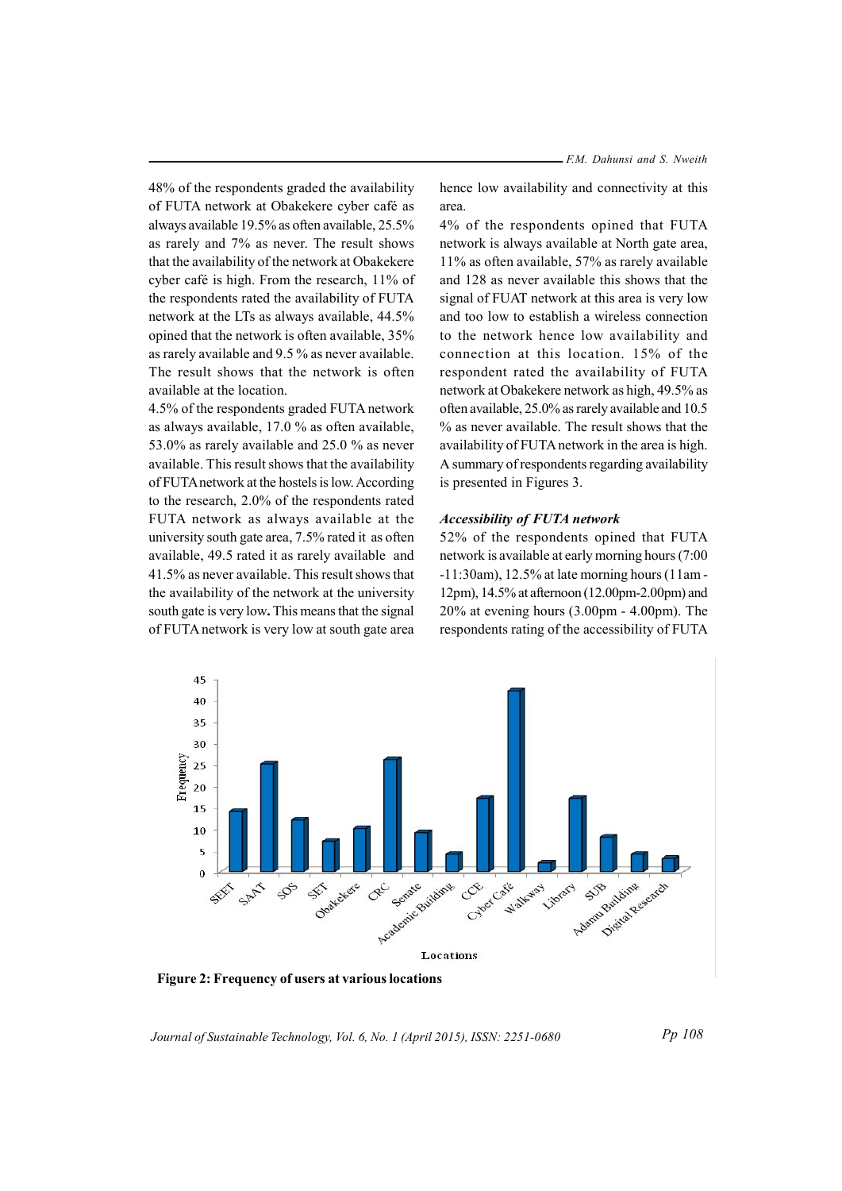48% of the respondents graded the availability of FUTA network at Obakekere cyber café as always available 19.5% as often available, 25.5% as rarely and 7% as never. The result shows that the availability of the network at Obakekere cyber café is high. From the research, 11% of the respondents rated the availability of FUTA network at the LTs as always available, 44.5% opined that the network is often available, 35% as rarely available and 9.5 % as never available. The result shows that the network is often available at the location.

4.5% of the respondents graded FUTA network as always available, 17.0 % as often available, 53.0% as rarely available and 25.0 % as never available. This result shows that the availability of FUTA network at the hostels is low. According to the research, 2.0% of the respondents rated FUTA network as always available at the university south gate area, 7.5% rated it as often available, 49.5 rated it as rarely available and 41.5% as never available. This result shows that the availability of the network at the university south gate is very low**.** This means that the signal of FUTA network is very low at south gate area hence low availability and connectivity at this area.

4% of the respondents opined that FUTA network is always available at North gate area, 11% as often available, 57% as rarely available and 128 as never available this shows that the signal of FUAT network at this area is very low and too low to establish a wireless connection to the network hence low availability and connection at this location. 15% of the respondent rated the availability of FUTA network at Obakekere network as high, 49.5% as often available, 25.0% as rarely available and 10.5 % as never available. The result shows that the availability of FUTA network in the area is high. A summary of respondents regarding availability is presented in Figures 3.

### *Accessibility of FUTA network*

52% of the respondents opined that FUTA network is available at early morning hours (7:00 -11:30am), 12.5% at late morning hours (11am - 12pm), 14.5% at afternoon (12.00pm-2.00pm) and 20% at evening hours (3.00pm - 4.00pm). The respondents rating of the accessibility of FUTA

**Figure 2: Frequency of users at various locations**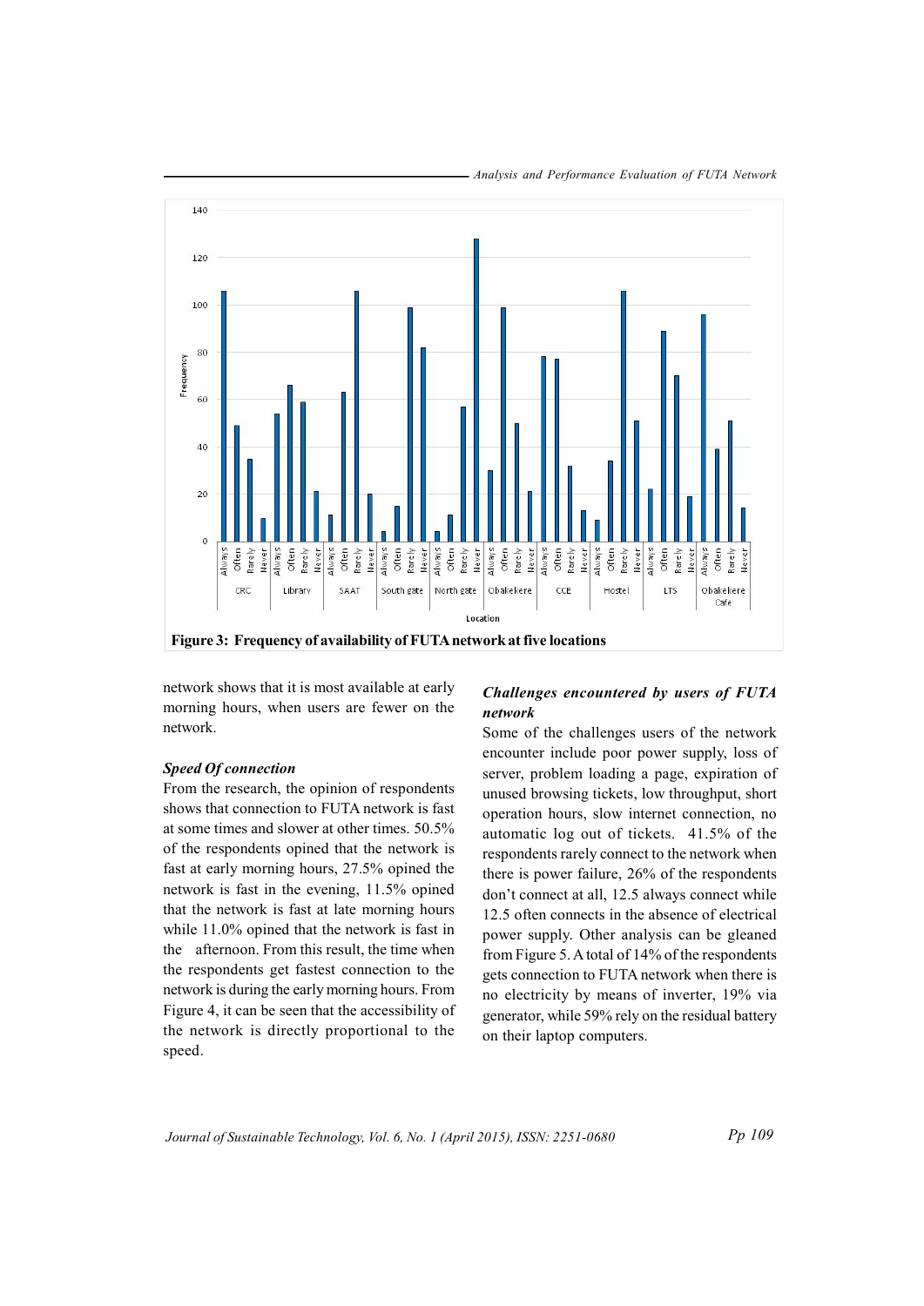**Figure 3: Frequency of availability of FUTA network at five locations**

network shows that it is most available at early morning hours, when users are fewer on the network.

### *Speed Of connection*

From the research, the opinion of respondents shows that connection to FUTA network is fast at some times and slower at other times. 50.5% of the respondents opined that the network is fast at early morning hours, 27.5% opined the network is fast in the evening, 11.5% opined that the network is fast at late morning hours while 11.0% opined that the network is fast in the afternoon. From this result, the time when the respondents get fastest connection to the network is during the early morning hours. From Figure 4, it can be seen that the accessibility of the network is directly proportional to the speed.

### *Challenges encountered by users of FUTA network*

Some of the challenges users of the network encounter include poor power supply, loss of server, problem loading a page, expiration of unused browsing tickets, low throughput, short operation hours, slow internet connection, no automatic log out of tickets. 41.5% of the respondents rarely connect to the network when there is power failure, 26% of the respondents don't connect at all, 12.5 always connect while 12.5 often connects in the absence of electrical power supply. Other analysis can be gleaned from Figure 5. A total of 14% of the respondents gets connection to FUTA network when there is no electricity by means of inverter, 19% via generator, while 59% rely on the residual battery on their laptop computers.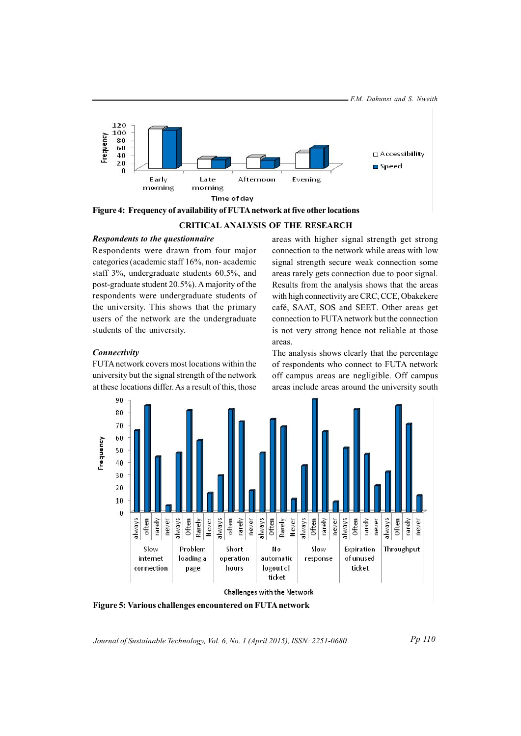Figure 4: Frequency of availability of FUTA network at five other locations

## CRITICAL ANALYSIS OF THE RESEARCH

### *Respondents to the questionnaire*

Respondents were drawn from four major categories (academic staff 16%, non- academic staff 3%, undergraduate students 60.5%, and post-graduate student 20.5%). A majority of the respondents were undergraduate students of the university. This shows that the primary users of the network are the undergraduate students of the university.

### *Connectivity*

FUTA network covers most locations within the university but the signal strength of the network at these locations differ. As a result of this, those areas with higher signal strength get strong connection to the network while areas with low signal strength secure weak connection some areas rarely gets connection due to poor signal. Results from the analysis shows that the areas with high connectivity are CRC, CCE, Obakekere café, SAAT, SOS and SEET. Other areas get connection to FUTA network but the connection is not very strong hence not reliable at those areas.

The analysis shows clearly that the percentage of respondents who connect to FUTA network off campus areas are negligible. Off campus areas include areas around the university south

Figure 5: Various challenges encountered on FUTA network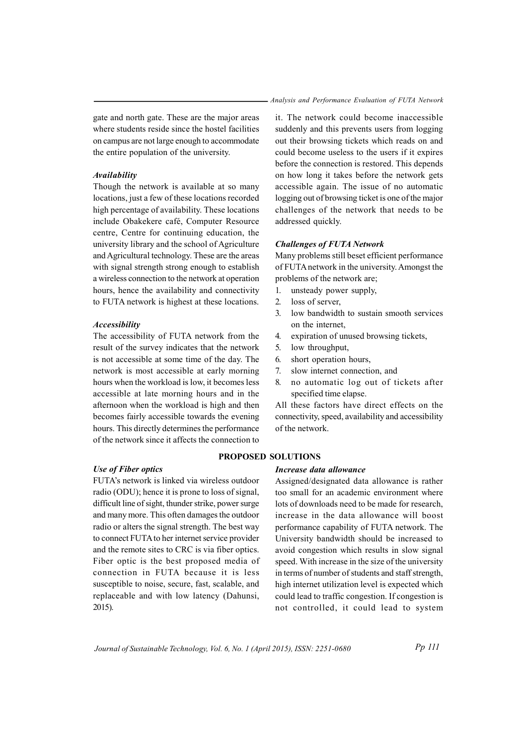gate and north gate. These are the major areas where students reside since the hostel facilities on campus are not large enough to accommodate the entire population of the university.

***Availability***

Though the network is available at so many locations, just a few of these locations recorded high percentage of availability. These locations include Obakekere café, Computer Resource centre, Centre for continuing education, the university library and the school of Agriculture and Agricultural technology. These are the areas with signal strength strong enough to establish a wireless connection to the network at operation hours, hence the availability and connectivity to FUTA network is highest at these locations.

***Accessibility***

The accessibility of FUTA network from the result of the survey indicates that the network is not accessible at some time of the day. The network is most accessible at early morning hours when the workload is low, it becomes less accessible at late morning hours and in the afternoon when the workload is high and then becomes fairly accessible towards the evening hours. This directly determines the performance of the network since it affects the connection to it. The network could become inaccessible suddenly and this prevents users from logging out their browsing tickets which reads on and could become useless to the users if it expires before the connection is restored. This depends on how long it takes before the network gets accessible again. The issue of no automatic logging out of browsing ticket is one of the major challenges of the network that needs to be addressed quickly.

***Challenges of FUTA Network***

Many problems still beset efficient performance of FUTA network in the university. Amongst the problems of the network are;

1. unsteady power supply,
2. loss of server,
3. low bandwidth to sustain smooth services on the internet,
4. expiration of unused browsing tickets,
5. low throughput,
6. short operation hours,
7. slow internet connection, and
8. no automatic log out of tickets after specified time elapse.

All these factors have direct effects on the connectivity, speed, availability and accessibility of the network.

## PROPOSED SOLUTIONS

***Use of Fiber optics***

FUTA's network is linked via wireless outdoor radio (ODU); hence it is prone to loss of signal, difficult line of sight, thunder strike, power surge and many more. This often damages the outdoor radio or alters the signal strength. The best way to connect FUTA to her internet service provider and the remote sites to CRC is via fiber optics. Fiber optic is the best proposed media of connection in FUTA because it is less susceptible to noise, secure, fast, scalable, and replaceable and with low latency (Dahunsi, 2015).

***Increase data allowance***

Assigned/designated data allowance is rather too small for an academic environment where lots of downloads need to be made for research, increase in the data allowance will boost performance capability of FUTA network. The University bandwidth should be increased to avoid congestion which results in slow signal speed. With increase in the size of the university in terms of number of students and staff strength, high internet utilization level is expected which could lead to traffic congestion. If congestion is not controlled, it could lead to system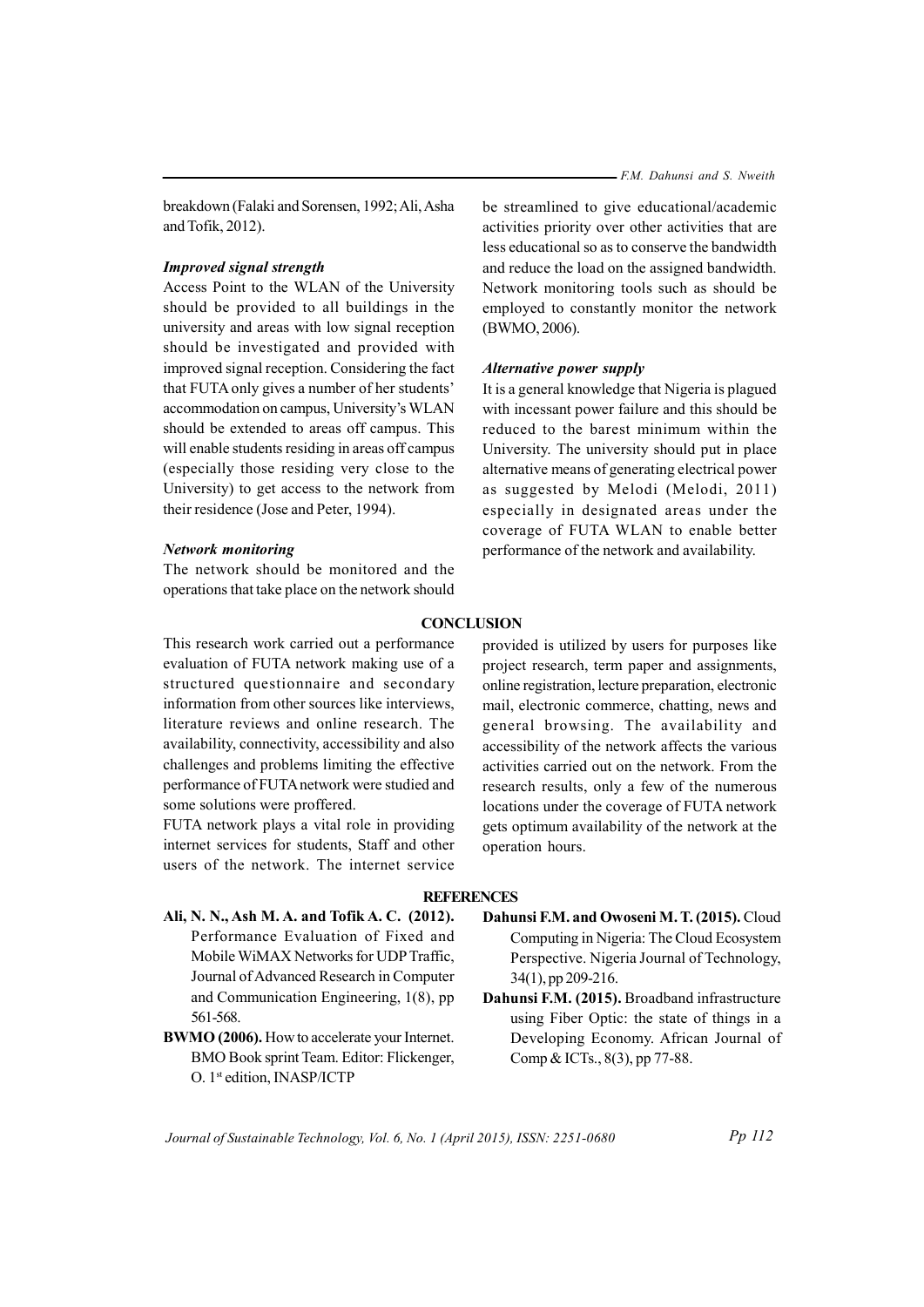breakdown (Falaki and Sorensen, 1992; Ali, Asha and Tofik, 2012).

***Improved signal strength***

Access Point to the WLAN of the University should be provided to all buildings in the university and areas with low signal reception should be investigated and provided with improved signal reception. Considering the fact that FUTA only gives a number of her students' accommodation on campus, University's WLAN should be extended to areas off campus. This will enable students residing in areas off campus (especially those residing very close to the University) to get access to the network from their residence (Jose and Peter, 1994).

***Network monitoring***

The network should be monitored and the operations that take place on the network should be streamlined to give educational/academic activities priority over other activities that are less educational so as to conserve the bandwidth and reduce the load on the assigned bandwidth. Network monitoring tools such as should be employed to constantly monitor the network (BWMO, 2006).

***Alternative power supply***

It is a general knowledge that Nigeria is plagued with incessant power failure and this should be reduced to the barest minimum within the University. The university should put in place alternative means of generating electrical power as suggested by Melodi (Melodi, 2011) especially in designated areas under the coverage of FUTA WLAN to enable better performance of the network and availability.

## CONCLUSION

This research work carried out a performance evaluation of FUTA network making use of a structured questionnaire and secondary information from other sources like interviews, literature reviews and online research. The availability, connectivity, accessibility and also challenges and problems limiting the effective performance of FUTA network were studied and some solutions were proffered.

FUTA network plays a vital role in providing internet services for students, Staff and other users of the network. The internet service provided is utilized by users for purposes like project research, term paper and assignments, online registration, lecture preparation, electronic mail, electronic commerce, chatting, news and general browsing. The availability and accessibility of the network affects the various activities carried out on the network. From the research results, only a few of the numerous locations under the coverage of FUTA network gets optimum availability of the network at the operation hours.

## REFERENCES

**Ali, N. N., Ash M. A. and Tofik A. C. (2012).** Performance Evaluation of Fixed and Mobile WiMAX Networks for UDP Traffic, Journal of Advanced Research in Computer and Communication Engineering, 1(8), pp 561-568.

**BWMO (2006).** How to accelerate your Internet. BMO Book sprint Team. Editor: Flickenger, O. 1st edition, INASP/ICTP

**Dahunsi F.M. and Owoseni M. T. (2015).** Cloud Computing in Nigeria: The Cloud Ecosystem Perspective. Nigeria Journal of Technology, 34(1), pp 209-216.

**Dahunsi F.M. (2015).** Broadband infrastructure using Fiber Optic: the state of things in a Developing Economy. African Journal of Comp & ICTs., 8(3), pp 77-88.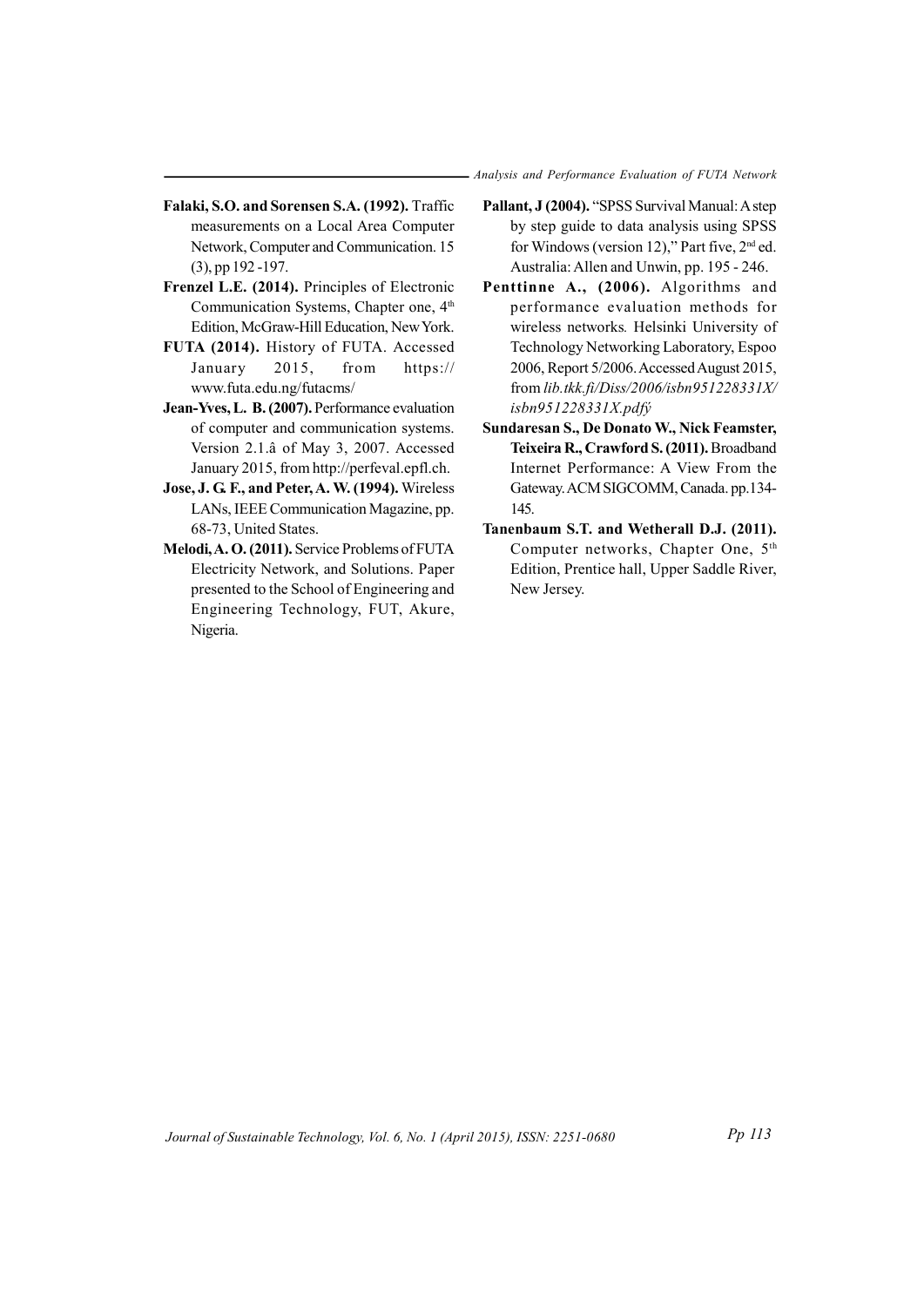**Falaki, S.O. and Sorensen S.A. (1992).** Traffic measurements on a Local Area Computer Network, Computer and Communication. 15 (3), pp 192 -197.

**Frenzel L.E. (2014).** Principles of Electronic Communication Systems, Chapter one, 4th Edition, McGraw-Hill Education, New York.

**FUTA (2014).** History of FUTA. Accessed January 2015, from https://www.futa.edu.ng/futacms/

**Jean-Yves, L. B. (2007).** Performance evaluation of computer and communication systems. Version 2.1.â of May 3, 2007. Accessed January 2015, from http://perfeval.epfl.ch.

**Jose, J. G. F., and Peter, A. W. (1994).** Wireless LANs, IEEE Communication Magazine, pp. 68-73, United States.

**Melodi, A. O. (2011).** Service Problems of FUTA Electricity Network, and Solutions. Paper presented to the School of Engineering and Engineering Technology, FUT, Akure, Nigeria.

**Pallant, J (2004).** "SPSS Survival Manual: A step by step guide to data analysis using SPSS for Windows (version 12)," Part five, 2nd ed. Australia: Allen and Unwin, pp. 195 - 246.

**Penttinne A., (2006).** Algorithms and performance evaluation methods for wireless networks. Helsinki University of Technology Networking Laboratory, Espoo 2006, Report 5/2006. Accessed August 2015, from *lib.tkk.fi/Diss/2006/isbn951228331X/isbn951228331X.pdfý*

**Sundaresan S., De Donato W., Nick Feamster, Teixeira R., Crawford S. (2011).** Broadband Internet Performance: A View From the Gateway. ACM SIGCOMM, Canada. pp.134-145.

**Tanenbaum S.T. and Wetherall D.J. (2011).** Computer networks, Chapter One, 5th Edition, Prentice hall, Upper Saddle River, New Jersey.